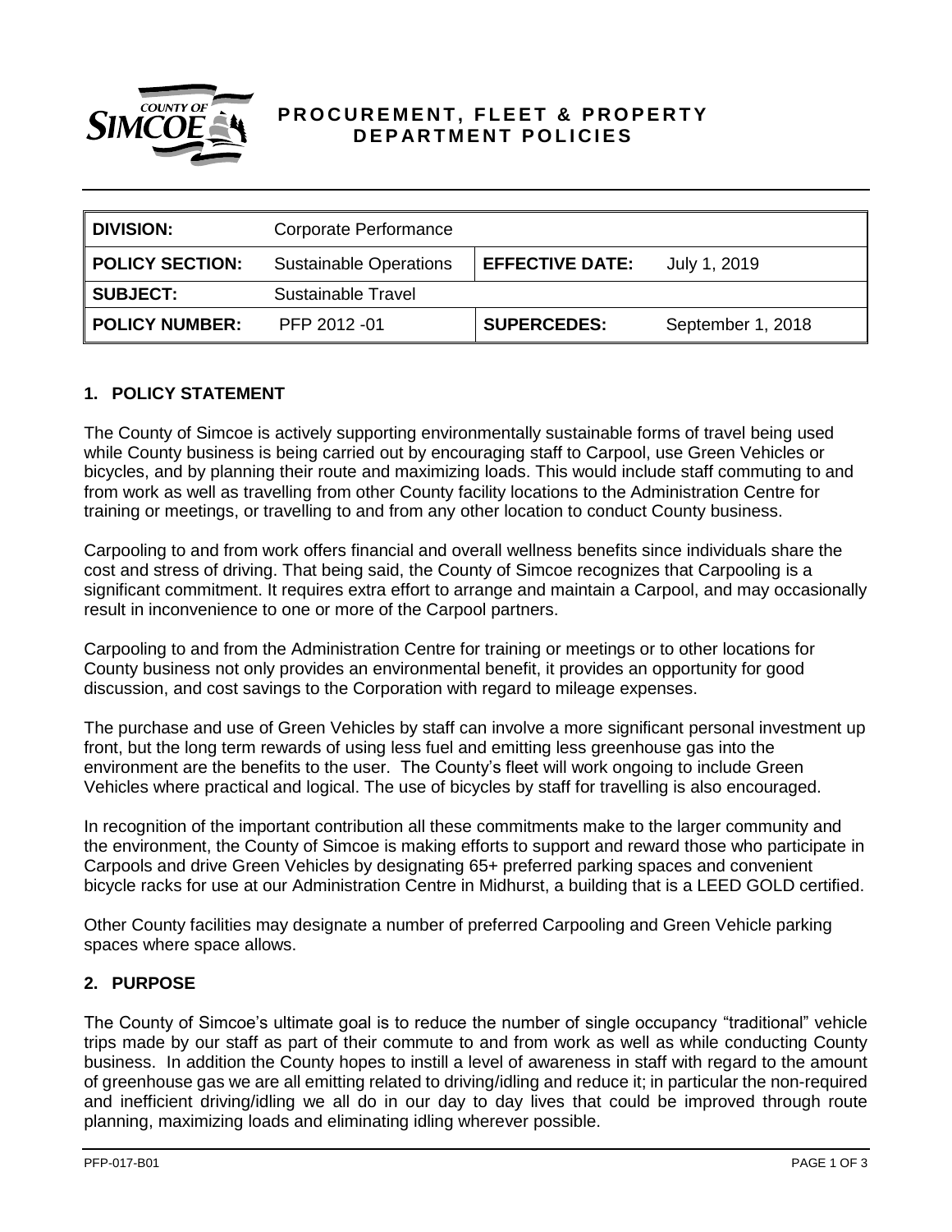# PROCUREMENT, FLEET & PROPERTY DEPARTMENT POLICIES

| DIVISION: | Corporate Performance | | |
|---|---|---|---|
| POLICY SECTION: | Sustainable Operations | EFFECTIVE DATE: | July 1, 2019 |
| SUBJECT: | Sustainable Travel | | |
| POLICY NUMBER: | PFP 2012 -01 | SUPERCEDES: | September 1, 2018 |

## 1. POLICY STATEMENT

The County of Simcoe is actively supporting environmentally sustainable forms of travel being used while County business is being carried out by encouraging staff to Carpool, use Green Vehicles or bicycles, and by planning their route and maximizing loads. This would include staff commuting to and from work as well as travelling from other County facility locations to the Administration Centre for training or meetings, or travelling to and from any other location to conduct County business.

Carpooling to and from work offers financial and overall wellness benefits since individuals share the cost and stress of driving. That being said, the County of Simcoe recognizes that Carpooling is a significant commitment. It requires extra effort to arrange and maintain a Carpool, and may occasionally result in inconvenience to one or more of the Carpool partners.

Carpooling to and from the Administration Centre for training or meetings or to other locations for County business not only provides an environmental benefit, it provides an opportunity for good discussion, and cost savings to the Corporation with regard to mileage expenses.

The purchase and use of Green Vehicles by staff can involve a more significant personal investment up front, but the long term rewards of using less fuel and emitting less greenhouse gas into the environment are the benefits to the user. The County's fleet will work ongoing to include Green Vehicles where practical and logical. The use of bicycles by staff for travelling is also encouraged.

In recognition of the important contribution all these commitments make to the larger community and the environment, the County of Simcoe is making efforts to support and reward those who participate in Carpools and drive Green Vehicles by designating 65+ preferred parking spaces and convenient bicycle racks for use at our Administration Centre in Midhurst, a building that is a LEED GOLD certified.

Other County facilities may designate a number of preferred Carpooling and Green Vehicle parking spaces where space allows.

## 2. PURPOSE

The County of Simcoe's ultimate goal is to reduce the number of single occupancy "traditional" vehicle trips made by our staff as part of their commute to and from work as well as while conducting County business. In addition the County hopes to instill a level of awareness in staff with regard to the amount of greenhouse gas we are all emitting related to driving/idling and reduce it; in particular the non-required and inefficient driving/idling we all do in our day to day lives that could be improved through route planning, maximizing loads and eliminating idling wherever possible.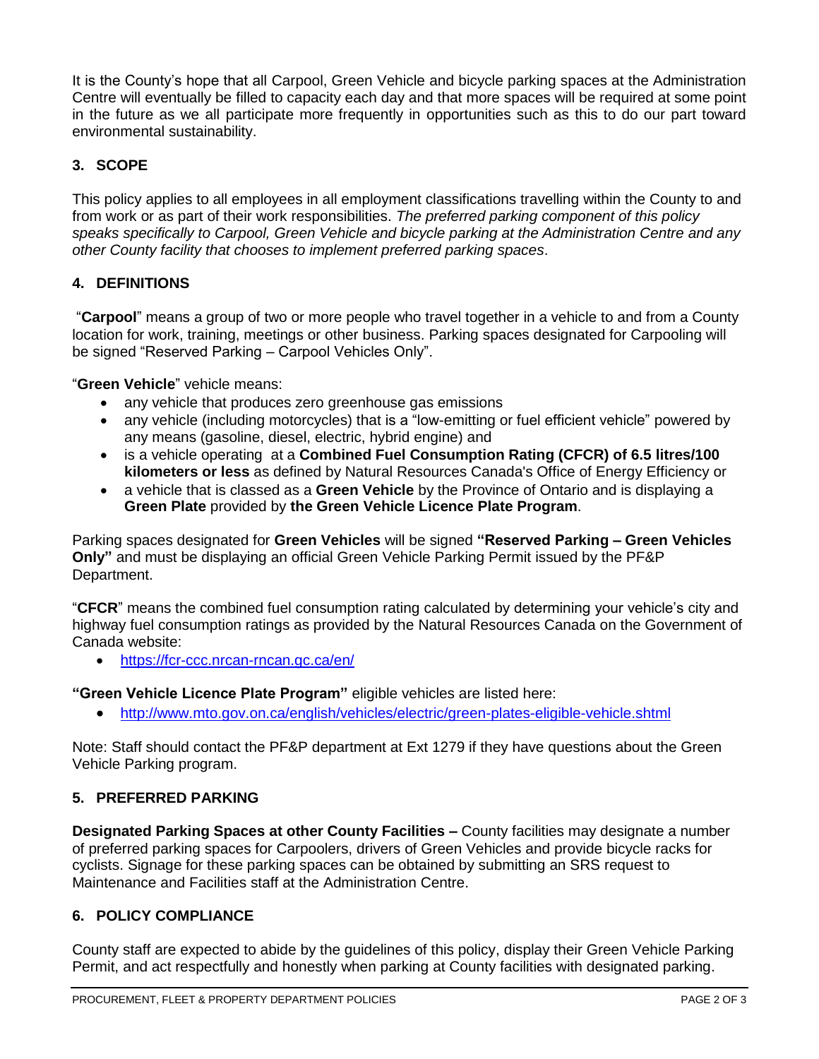It is the County's hope that all Carpool, Green Vehicle and bicycle parking spaces at the Administration Centre will eventually be filled to capacity each day and that more spaces will be required at some point in the future as we all participate more frequently in opportunities such as this to do our part toward environmental sustainability.

## 3. SCOPE

This policy applies to all employees in all employment classifications travelling within the County to and from work or as part of their work responsibilities. *The preferred parking component of this policy speaks specifically to Carpool, Green Vehicle and bicycle parking at the Administration Centre and any other County facility that chooses to implement preferred parking spaces*.

## 4. DEFINITIONS

"**Carpool**" means a group of two or more people who travel together in a vehicle to and from a County location for work, training, meetings or other business. Parking spaces designated for Carpooling will be signed "Reserved Parking – Carpool Vehicles Only".

"**Green Vehicle**" vehicle means:

- any vehicle that produces zero greenhouse gas emissions
- any vehicle (including motorcycles) that is a "low-emitting or fuel efficient vehicle" powered by any means (gasoline, diesel, electric, hybrid engine) and
- is a vehicle operating at a **Combined Fuel Consumption Rating (CFCR) of 6.5 litres/100 kilometers or less** as defined by Natural Resources Canada's Office of Energy Efficiency or
- a vehicle that is classed as a **Green Vehicle** by the Province of Ontario and is displaying a **Green Plate** provided by **the Green Vehicle Licence Plate Program**.

Parking spaces designated for **Green Vehicles** will be signed **"Reserved Parking – Green Vehicles Only"** and must be displaying an official Green Vehicle Parking Permit issued by the PF&P Department.

"**CFCR**" means the combined fuel consumption rating calculated by determining your vehicle's city and highway fuel consumption ratings as provided by the Natural Resources Canada on the Government of Canada website:

- https://fcr-ccc.nrcan-rncan.gc.ca/en/

**"Green Vehicle Licence Plate Program"** eligible vehicles are listed here:

- http://www.mto.gov.on.ca/english/vehicles/electric/green-plates-eligible-vehicle.shtml

Note: Staff should contact the PF&P department at Ext 1279 if they have questions about the Green Vehicle Parking program.

## 5. PREFERRED PARKING

**Designated Parking Spaces at other County Facilities –** County facilities may designate a number of preferred parking spaces for Carpoolers, drivers of Green Vehicles and provide bicycle racks for cyclists. Signage for these parking spaces can be obtained by submitting an SRS request to Maintenance and Facilities staff at the Administration Centre.

## 6. POLICY COMPLIANCE

County staff are expected to abide by the guidelines of this policy, display their Green Vehicle Parking Permit, and act respectfully and honestly when parking at County facilities with designated parking.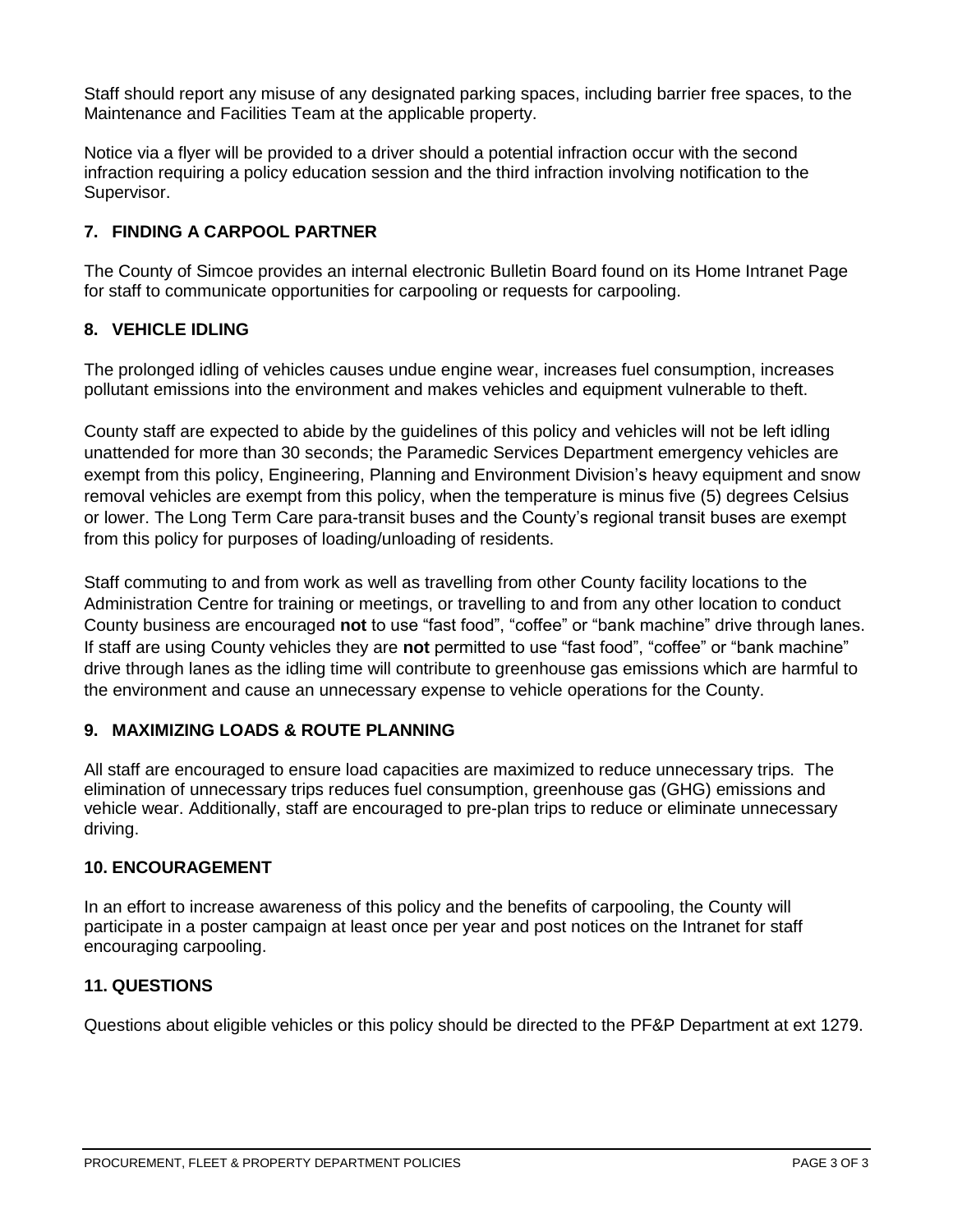Staff should report any misuse of any designated parking spaces, including barrier free spaces, to the Maintenance and Facilities Team at the applicable property.

Notice via a flyer will be provided to a driver should a potential infraction occur with the second infraction requiring a policy education session and the third infraction involving notification to the Supervisor.

## 7. FINDING A CARPOOL PARTNER

The County of Simcoe provides an internal electronic Bulletin Board found on its Home Intranet Page for staff to communicate opportunities for carpooling or requests for carpooling.

## 8. VEHICLE IDLING

The prolonged idling of vehicles causes undue engine wear, increases fuel consumption, increases pollutant emissions into the environment and makes vehicles and equipment vulnerable to theft.

County staff are expected to abide by the guidelines of this policy and vehicles will not be left idling unattended for more than 30 seconds; the Paramedic Services Department emergency vehicles are exempt from this policy, Engineering, Planning and Environment Division's heavy equipment and snow removal vehicles are exempt from this policy, when the temperature is minus five (5) degrees Celsius or lower. The Long Term Care para-transit buses and the County's regional transit buses are exempt from this policy for purposes of loading/unloading of residents.

Staff commuting to and from work as well as travelling from other County facility locations to the Administration Centre for training or meetings, or travelling to and from any other location to conduct County business are encouraged **not** to use "fast food", "coffee" or "bank machine" drive through lanes. If staff are using County vehicles they are **not** permitted to use "fast food", "coffee" or "bank machine" drive through lanes as the idling time will contribute to greenhouse gas emissions which are harmful to the environment and cause an unnecessary expense to vehicle operations for the County.

## 9. MAXIMIZING LOADS & ROUTE PLANNING

All staff are encouraged to ensure load capacities are maximized to reduce unnecessary trips. The elimination of unnecessary trips reduces fuel consumption, greenhouse gas (GHG) emissions and vehicle wear. Additionally, staff are encouraged to pre-plan trips to reduce or eliminate unnecessary driving.

## 10. ENCOURAGEMENT

In an effort to increase awareness of this policy and the benefits of carpooling, the County will participate in a poster campaign at least once per year and post notices on the Intranet for staff encouraging carpooling.

## 11. QUESTIONS

Questions about eligible vehicles or this policy should be directed to the PF&P Department at ext 1279.